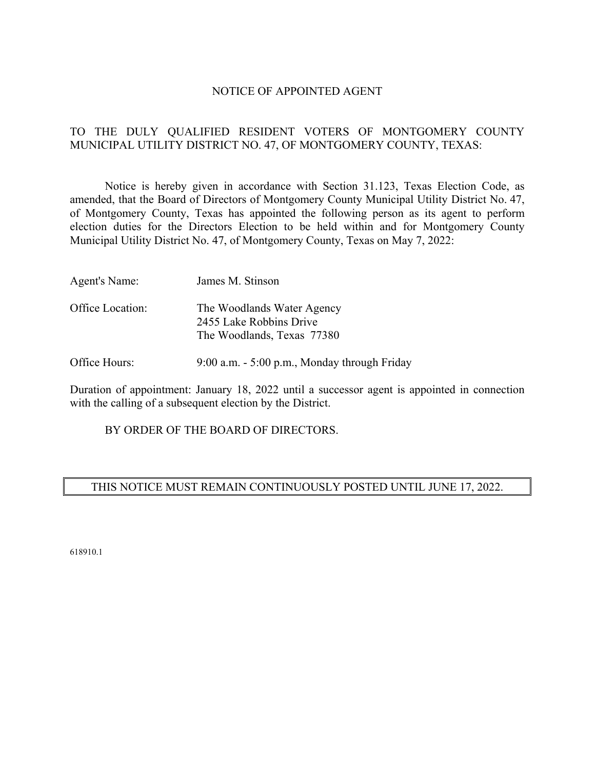# NOTICE OF APPOINTED AGENT

TO THE DULY QUALIFIED RESIDENT VOTERS OF MONTGOMERY COUNTY MUNICIPAL UTILITY DISTRICT NO. 47, OF MONTGOMERY COUNTY, TEXAS:

Notice is hereby given in accordance with Section 31.123, Texas Election Code, as amended, that the Board of Directors of Montgomery County Municipal Utility District No. 47, of Montgomery County, Texas has appointed the following person as its agent to perform election duties for the Directors Election to be held within and for Montgomery County Municipal Utility District No. 47, of Montgomery County, Texas on May 7, 2022:

Agent's Name: James M. Stinson

Office Location: The Woodlands Water Agency
2455 Lake Robbins Drive
The Woodlands, Texas 77380

Office Hours: 9:00 a.m. - 5:00 p.m., Monday through Friday

Duration of appointment: January 18, 2022 until a successor agent is appointed in connection with the calling of a subsequent election by the District.

BY ORDER OF THE BOARD OF DIRECTORS.

**THIS NOTICE MUST REMAIN CONTINUOUSLY POSTED UNTIL JUNE 17, 2022.**

618910.1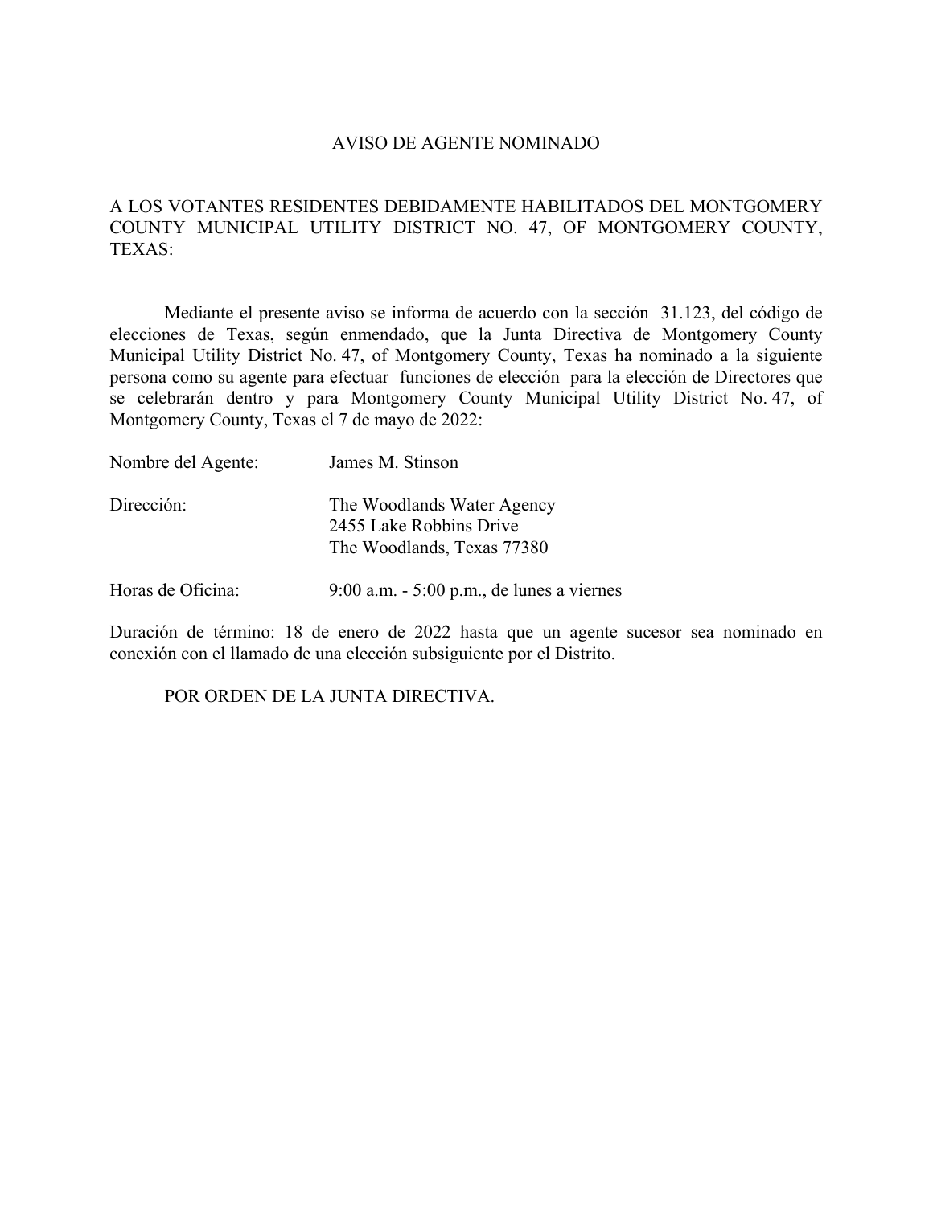# AVISO DE AGENTE NOMINADO

A LOS VOTANTES RESIDENTES DEBIDAMENTE HABILITADOS DEL MONTGOMERY COUNTY MUNICIPAL UTILITY DISTRICT NO. 47, OF MONTGOMERY COUNTY, TEXAS:

Mediante el presente aviso se informa de acuerdo con la sección 31.123, del código de elecciones de Texas, según enmendado, que la Junta Directiva de Montgomery County Municipal Utility District No. 47, of Montgomery County, Texas ha nominado a la siguiente persona como su agente para efectuar funciones de elección para la elección de Directores que se celebrarán dentro y para Montgomery County Municipal Utility District No. 47, of Montgomery County, Texas el 7 de mayo de 2022:

| | |
|---|---|
| Nombre del Agente: | James M. Stinson |
| Dirección: | The Woodlands Water Agency<br>2455 Lake Robbins Drive<br>The Woodlands, Texas 77380 |
| Horas de Oficina: | 9:00 a.m. - 5:00 p.m., de lunes a viernes |

Duración de término: 18 de enero de 2022 hasta que un agente sucesor sea nominado en conexión con el llamado de una elección subsiguiente por el Distrito.

POR ORDEN DE LA JUNTA DIRECTIVA.